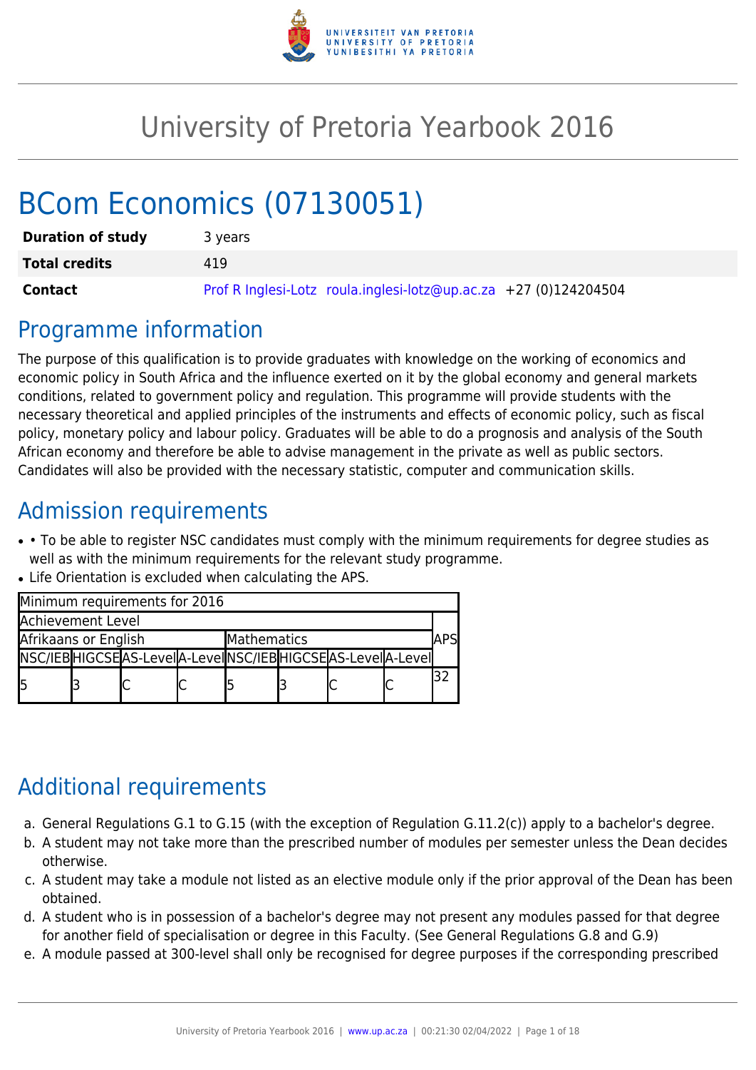# University of Pretoria Yearbook 2016

# BCom Economics (07130051)

| | |
|---|---|
| **Duration of study** | 3 years |
| **Total credits** | 419 |
| **Contact** | Prof R Inglesi-Lotz roula.inglesi-lotz@up.ac.za +27 (0)124204504 |

## Programme information

The purpose of this qualification is to provide graduates with knowledge on the working of economics and economic policy in South Africa and the influence exerted on it by the global economy and general markets conditions, related to government policy and regulation. This programme will provide students with the necessary theoretical and applied principles of the instruments and effects of economic policy, such as fiscal policy, monetary policy and labour policy. Graduates will be able to do a prognosis and analysis of the South African economy and therefore be able to advise management in the private as well as public sectors. Candidates will also be provided with the necessary statistic, computer and communication skills.

## Admission requirements

- • To be able to register NSC candidates must comply with the minimum requirements for degree studies as well as with the minimum requirements for the relevant study programme.
- Life Orientation is excluded when calculating the APS.

| Minimum requirements for 2016 | | | | | | | | |
|---|---|---|---|---|---|---|---|---|
| Achievement Level | | | | | | | | APS |
| Afrikaans or English | | | | Mathematics | | | | |
| NSC/IEB | HIGCSE | AS-Level | A-Level | NSC/IEB | HIGCSE | AS-Level | A-Level | |
| 5 | 3 | C | C | 5 | 3 | C | C | 32 |

## Additional requirements

a. General Regulations G.1 to G.15 (with the exception of Regulation G.11.2(c)) apply to a bachelor's degree.
b. A student may not take more than the prescribed number of modules per semester unless the Dean decides otherwise.
c. A student may take a module not listed as an elective module only if the prior approval of the Dean has been obtained.
d. A student who is in possession of a bachelor's degree may not present any modules passed for that degree for another field of specialisation or degree in this Faculty. (See General Regulations G.8 and G.9)
e. A module passed at 300-level shall only be recognised for degree purposes if the corresponding prescribed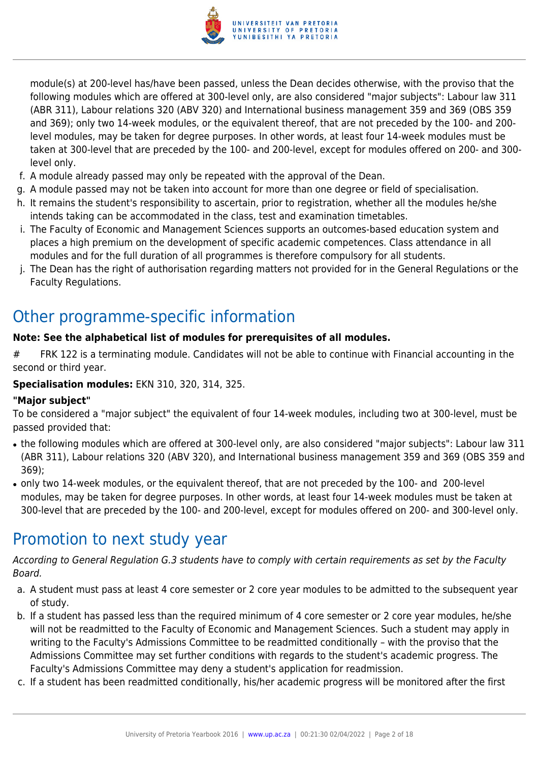module(s) at 200-level has/have been passed, unless the Dean decides otherwise, with the proviso that the following modules which are offered at 300-level only, are also considered "major subjects": Labour law 311 (ABR 311), Labour relations 320 (ABV 320) and International business management 359 and 369 (OBS 359 and 369); only two 14-week modules, or the equivalent thereof, that are not preceded by the 100- and 200-level modules, may be taken for degree purposes. In other words, at least four 14-week modules must be taken at 300-level that are preceded by the 100- and 200-level, except for modules offered on 200- and 300-level only.

f. A module already passed may only be repeated with the approval of the Dean.
g. A module passed may not be taken into account for more than one degree or field of specialisation.
h. It remains the student's responsibility to ascertain, prior to registration, whether all the modules he/she intends taking can be accommodated in the class, test and examination timetables.
i. The Faculty of Economic and Management Sciences supports an outcomes-based education system and places a high premium on the development of specific academic competences. Class attendance in all modules and for the full duration of all programmes is therefore compulsory for all students.
j. The Dean has the right of authorisation regarding matters not provided for in the General Regulations or the Faculty Regulations.

# Other programme-specific information

**Note: See the alphabetical list of modules for prerequisites of all modules.**

# FRK 122 is a terminating module. Candidates will not be able to continue with Financial accounting in the second or third year.

**Specialisation modules:** EKN 310, 320, 314, 325.

**"Major subject"**

To be considered a "major subject" the equivalent of four 14-week modules, including two at 300-level, must be passed provided that:

- the following modules which are offered at 300-level only, are also considered "major subjects": Labour law 311 (ABR 311), Labour relations 320 (ABV 320), and International business management 359 and 369 (OBS 359 and 369);
- only two 14-week modules, or the equivalent thereof, that are not preceded by the 100- and 200-level modules, may be taken for degree purposes. In other words, at least four 14-week modules must be taken at 300-level that are preceded by the 100- and 200-level, except for modules offered on 200- and 300-level only.

# Promotion to next study year

*According to General Regulation G.3 students have to comply with certain requirements as set by the Faculty Board.*

a. A student must pass at least 4 core semester or 2 core year modules to be admitted to the subsequent year of study.
b. If a student has passed less than the required minimum of 4 core semester or 2 core year modules, he/she will not be readmitted to the Faculty of Economic and Management Sciences. Such a student may apply in writing to the Faculty's Admissions Committee to be readmitted conditionally – with the proviso that the Admissions Committee may set further conditions with regards to the student's academic progress. The Faculty's Admissions Committee may deny a student's application for readmission.
c. If a student has been readmitted conditionally, his/her academic progress will be monitored after the first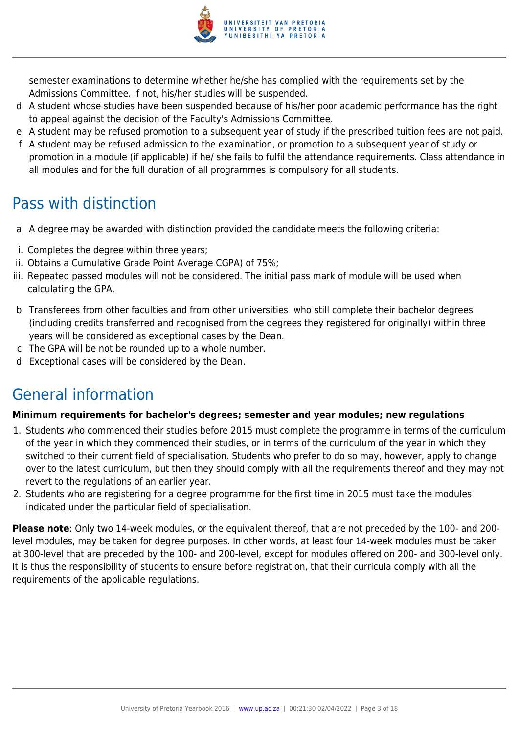semester examinations to determine whether he/she has complied with the requirements set by the Admissions Committee. If not, his/her studies will be suspended.

d. A student whose studies have been suspended because of his/her poor academic performance has the right to appeal against the decision of the Faculty's Admissions Committee.
e. A student may be refused promotion to a subsequent year of study if the prescribed tuition fees are not paid.
f. A student may be refused admission to the examination, or promotion to a subsequent year of study or promotion in a module (if applicable) if he/ she fails to fulfil the attendance requirements. Class attendance in all modules and for the full duration of all programmes is compulsory for all students.

## Pass with distinction

a. A degree may be awarded with distinction provided the candidate meets the following criteria:

i. Completes the degree within three years;
ii. Obtains a Cumulative Grade Point Average CGPA) of 75%;
iii. Repeated passed modules will not be considered. The initial pass mark of module will be used when calculating the GPA.

b. Transferees from other faculties and from other universities who still complete their bachelor degrees (including credits transferred and recognised from the degrees they registered for originally) within three years will be considered as exceptional cases by the Dean.
c. The GPA will be not be rounded up to a whole number.
d. Exceptional cases will be considered by the Dean.

## General information

**Minimum requirements for bachelor's degrees; semester and year modules; new regulations**

1. Students who commenced their studies before 2015 must complete the programme in terms of the curriculum of the year in which they commenced their studies, or in terms of the curriculum of the year in which they switched to their current field of specialisation. Students who prefer to do so may, however, apply to change over to the latest curriculum, but then they should comply with all the requirements thereof and they may not revert to the regulations of an earlier year.
2. Students who are registering for a degree programme for the first time in 2015 must take the modules indicated under the particular field of specialisation.

**Please note**: Only two 14-week modules, or the equivalent thereof, that are not preceded by the 100- and 200-level modules, may be taken for degree purposes. In other words, at least four 14-week modules must be taken at 300-level that are preceded by the 100- and 200-level, except for modules offered on 200- and 300-level only. It is thus the responsibility of students to ensure before registration, that their curricula comply with all the requirements of the applicable regulations.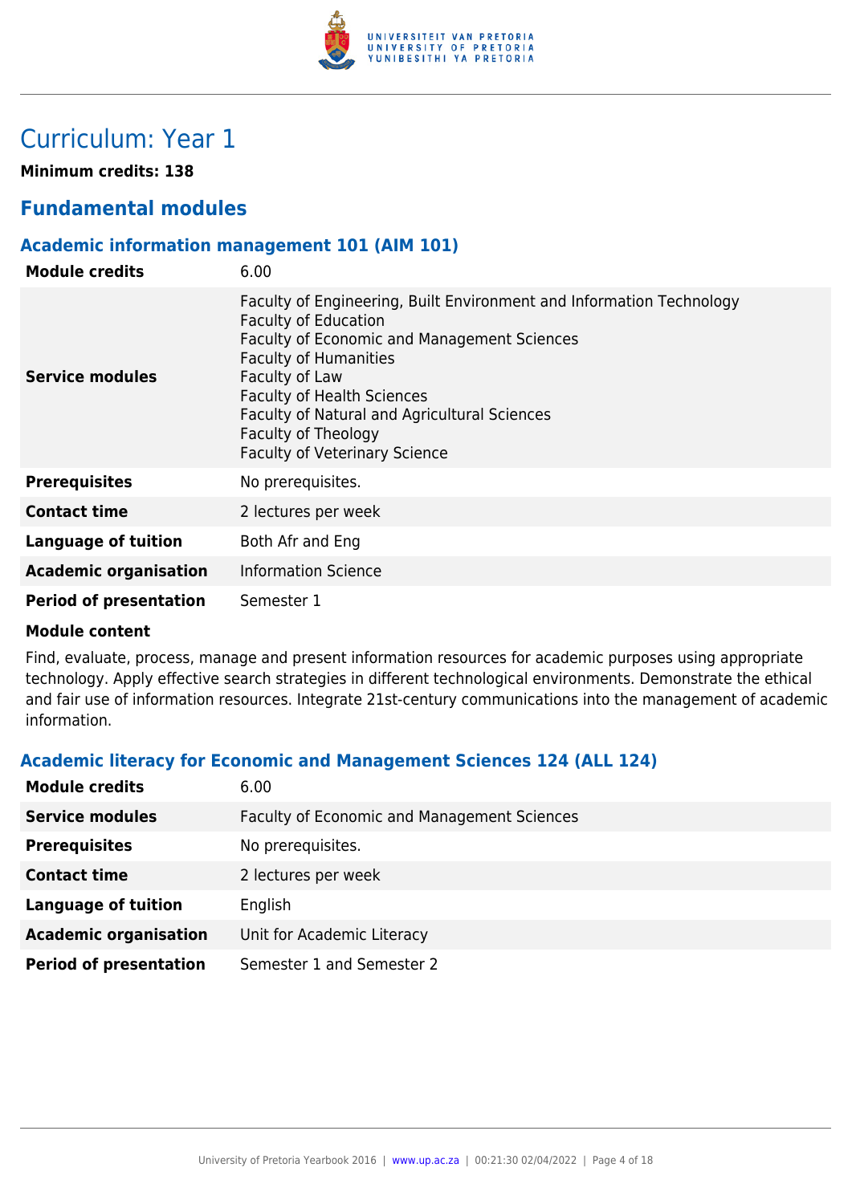# Curriculum: Year 1

**Minimum credits: 138**

## Fundamental modules

### Academic information management 101 (AIM 101)

| | |
|---|---|
| **Module credits** | 6.00 |
| **Service modules** | Faculty of Engineering, Built Environment and Information Technology<br>Faculty of Education<br>Faculty of Economic and Management Sciences<br>Faculty of Humanities<br>Faculty of Law<br>Faculty of Health Sciences<br>Faculty of Natural and Agricultural Sciences<br>Faculty of Theology<br>Faculty of Veterinary Science |
| **Prerequisites** | No prerequisites. |
| **Contact time** | 2 lectures per week |
| **Language of tuition** | Both Afr and Eng |
| **Academic organisation** | Information Science |
| **Period of presentation** | Semester 1 |

**Module content**

Find, evaluate, process, manage and present information resources for academic purposes using appropriate technology. Apply effective search strategies in different technological environments. Demonstrate the ethical and fair use of information resources. Integrate 21st-century communications into the management of academic information.

### Academic literacy for Economic and Management Sciences 124 (ALL 124)

| | |
|---|---|
| **Module credits** | 6.00 |
| **Service modules** | Faculty of Economic and Management Sciences |
| **Prerequisites** | No prerequisites. |
| **Contact time** | 2 lectures per week |
| **Language of tuition** | English |
| **Academic organisation** | Unit for Academic Literacy |
| **Period of presentation** | Semester 1 and Semester 2 |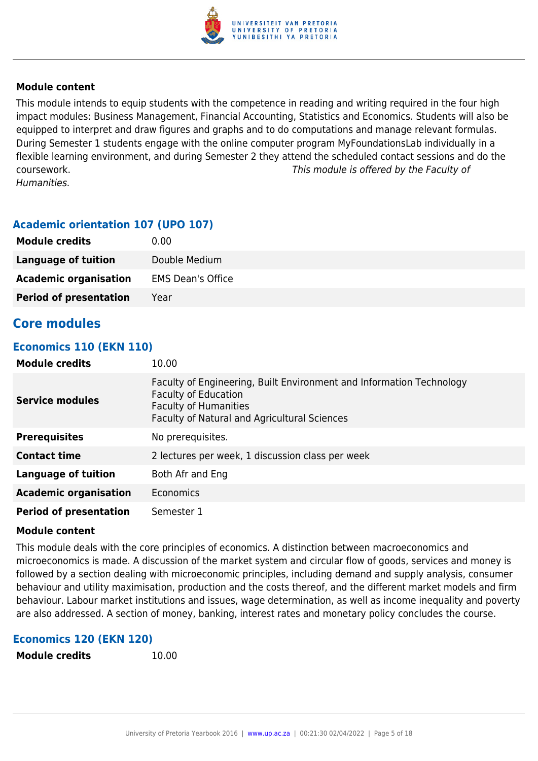**Module content**

This module intends to equip students with the competence in reading and writing required in the four high impact modules: Business Management, Financial Accounting, Statistics and Economics. Students will also be equipped to interpret and draw figures and graphs and to do computations and manage relevant formulas. During Semester 1 students engage with the online computer program MyFoundationsLab individually in a flexible learning environment, and during Semester 2 they attend the scheduled contact sessions and do the coursework. *This module is offered by the Faculty of Humanities.*

### Academic orientation 107 (UPO 107)

| | |
|---|---|
| **Module credits** | 0.00 |
| **Language of tuition** | Double Medium |
| **Academic organisation** | EMS Dean's Office |
| **Period of presentation** | Year |

## Core modules

### Economics 110 (EKN 110)

| | |
|---|---|
| **Module credits** | 10.00 |
| **Service modules** | Faculty of Engineering, Built Environment and Information Technology<br>Faculty of Education<br>Faculty of Humanities<br>Faculty of Natural and Agricultural Sciences |
| **Prerequisites** | No prerequisites. |
| **Contact time** | 2 lectures per week, 1 discussion class per week |
| **Language of tuition** | Both Afr and Eng |
| **Academic organisation** | Economics |
| **Period of presentation** | Semester 1 |

**Module content**

This module deals with the core principles of economics. A distinction between macroeconomics and microeconomics is made. A discussion of the market system and circular flow of goods, services and money is followed by a section dealing with microeconomic principles, including demand and supply analysis, consumer behaviour and utility maximisation, production and the costs thereof, and the different market models and firm behaviour. Labour market institutions and issues, wage determination, as well as income inequality and poverty are also addressed. A section of money, banking, interest rates and monetary policy concludes the course.

### Economics 120 (EKN 120)

| | |
|---|---|
| **Module credits** | 10.00 |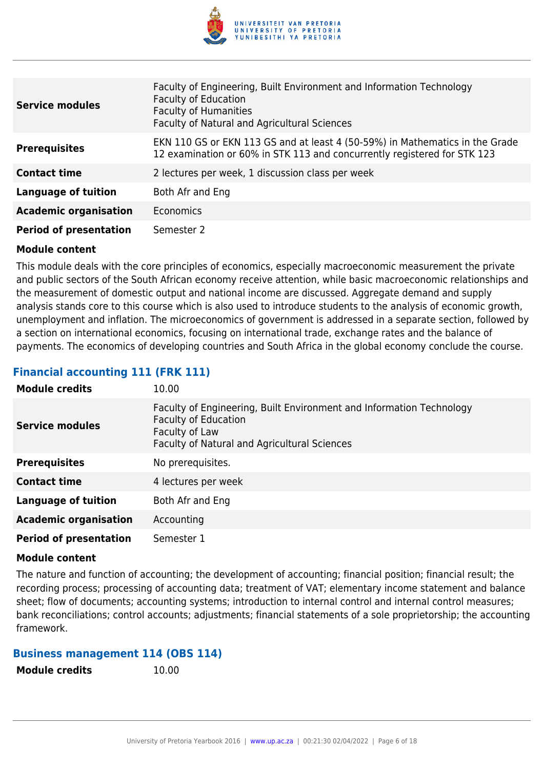| | |
|---|---|
| **Service modules** | Faculty of Engineering, Built Environment and Information Technology<br>Faculty of Education<br>Faculty of Humanities<br>Faculty of Natural and Agricultural Sciences |
| **Prerequisites** | EKN 110 GS or EKN 113 GS and at least 4 (50-59%) in Mathematics in the Grade 12 examination or 60% in STK 113 and concurrently registered for STK 123 |
| **Contact time** | 2 lectures per week, 1 discussion class per week |
| **Language of tuition** | Both Afr and Eng |
| **Academic organisation** | Economics |
| **Period of presentation** | Semester 2 |

**Module content**

This module deals with the core principles of economics, especially macroeconomic measurement the private and public sectors of the South African economy receive attention, while basic macroeconomic relationships and the measurement of domestic output and national income are discussed. Aggregate demand and supply analysis stands core to this course which is also used to introduce students to the analysis of economic growth, unemployment and inflation. The microeconomics of government is addressed in a separate section, followed by a section on international economics, focusing on international trade, exchange rates and the balance of payments. The economics of developing countries and South Africa in the global economy conclude the course.

### Financial accounting 111 (FRK 111)

| | |
|---|---|
| **Module credits** | 10.00 |
| **Service modules** | Faculty of Engineering, Built Environment and Information Technology<br>Faculty of Education<br>Faculty of Law<br>Faculty of Natural and Agricultural Sciences |
| **Prerequisites** | No prerequisites. |
| **Contact time** | 4 lectures per week |
| **Language of tuition** | Both Afr and Eng |
| **Academic organisation** | Accounting |
| **Period of presentation** | Semester 1 |

**Module content**

The nature and function of accounting; the development of accounting; financial position; financial result; the recording process; processing of accounting data; treatment of VAT; elementary income statement and balance sheet; flow of documents; accounting systems; introduction to internal control and internal control measures; bank reconciliations; control accounts; adjustments; financial statements of a sole proprietorship; the accounting framework.

### Business management 114 (OBS 114)

| | |
|---|---|
| **Module credits** | 10.00 |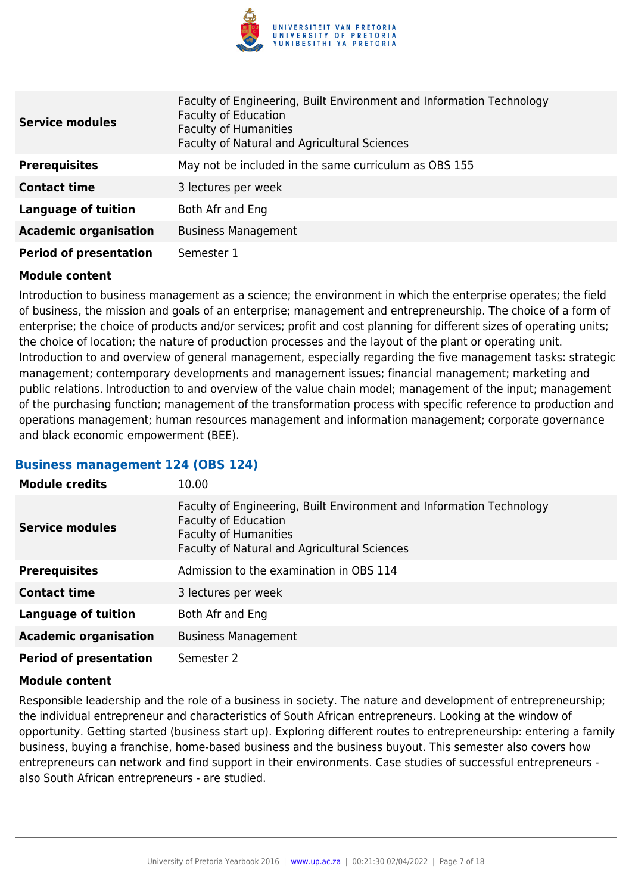| | |
|---|---|
| **Service modules** | Faculty of Engineering, Built Environment and Information Technology<br>Faculty of Education<br>Faculty of Humanities<br>Faculty of Natural and Agricultural Sciences |
| **Prerequisites** | May not be included in the same curriculum as OBS 155 |
| **Contact time** | 3 lectures per week |
| **Language of tuition** | Both Afr and Eng |
| **Academic organisation** | Business Management |
| **Period of presentation** | Semester 1 |

**Module content**

Introduction to business management as a science; the environment in which the enterprise operates; the field of business, the mission and goals of an enterprise; management and entrepreneurship. The choice of a form of enterprise; the choice of products and/or services; profit and cost planning for different sizes of operating units; the choice of location; the nature of production processes and the layout of the plant or operating unit. Introduction to and overview of general management, especially regarding the five management tasks: strategic management; contemporary developments and management issues; financial management; marketing and public relations. Introduction to and overview of the value chain model; management of the input; management of the purchasing function; management of the transformation process with specific reference to production and operations management; human resources management and information management; corporate governance and black economic empowerment (BEE).

### Business management 124 (OBS 124)

| | |
|---|---|
| **Module credits** | 10.00 |
| **Service modules** | Faculty of Engineering, Built Environment and Information Technology<br>Faculty of Education<br>Faculty of Humanities<br>Faculty of Natural and Agricultural Sciences |
| **Prerequisites** | Admission to the examination in OBS 114 |
| **Contact time** | 3 lectures per week |
| **Language of tuition** | Both Afr and Eng |
| **Academic organisation** | Business Management |
| **Period of presentation** | Semester 2 |

**Module content**

Responsible leadership and the role of a business in society. The nature and development of entrepreneurship; the individual entrepreneur and characteristics of South African entrepreneurs. Looking at the window of opportunity. Getting started (business start up). Exploring different routes to entrepreneurship: entering a family business, buying a franchise, home-based business and the business buyout. This semester also covers how entrepreneurs can network and find support in their environments. Case studies of successful entrepreneurs - also South African entrepreneurs - are studied.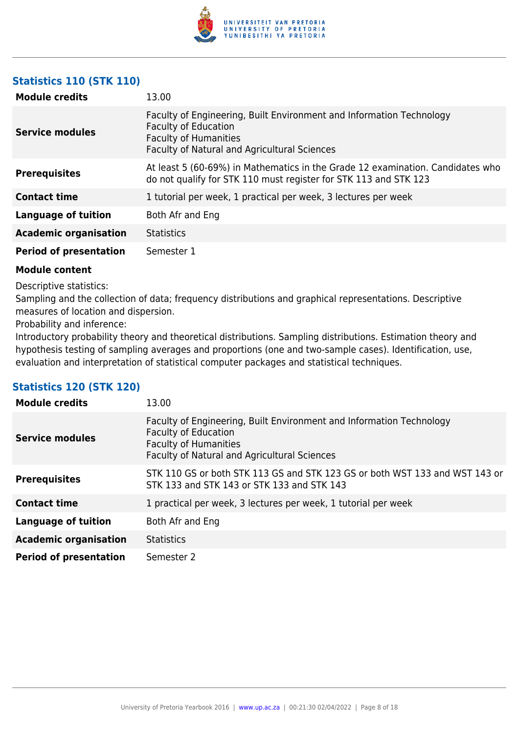### Statistics 110 (STK 110)

| | |
|---|---|
| **Module credits** | 13.00 |
| **Service modules** | Faculty of Engineering, Built Environment and Information Technology<br>Faculty of Education<br>Faculty of Humanities<br>Faculty of Natural and Agricultural Sciences |
| **Prerequisites** | At least 5 (60-69%) in Mathematics in the Grade 12 examination. Candidates who do not qualify for STK 110 must register for STK 113 and STK 123 |
| **Contact time** | 1 tutorial per week, 1 practical per week, 3 lectures per week |
| **Language of tuition** | Both Afr and Eng |
| **Academic organisation** | Statistics |
| **Period of presentation** | Semester 1 |

**Module content**

Descriptive statistics:
Sampling and the collection of data; frequency distributions and graphical representations. Descriptive measures of location and dispersion.
Probability and inference:
Introductory probability theory and theoretical distributions. Sampling distributions. Estimation theory and hypothesis testing of sampling averages and proportions (one and two-sample cases). Identification, use, evaluation and interpretation of statistical computer packages and statistical techniques.

### Statistics 120 (STK 120)

| | |
|---|---|
| **Module credits** | 13.00 |
| **Service modules** | Faculty of Engineering, Built Environment and Information Technology<br>Faculty of Education<br>Faculty of Humanities<br>Faculty of Natural and Agricultural Sciences |
| **Prerequisites** | STK 110 GS or both STK 113 GS and STK 123 GS or both WST 133 and WST 143 or STK 133 and STK 143 or STK 133 and STK 143 |
| **Contact time** | 1 practical per week, 3 lectures per week, 1 tutorial per week |
| **Language of tuition** | Both Afr and Eng |
| **Academic organisation** | Statistics |
| **Period of presentation** | Semester 2 |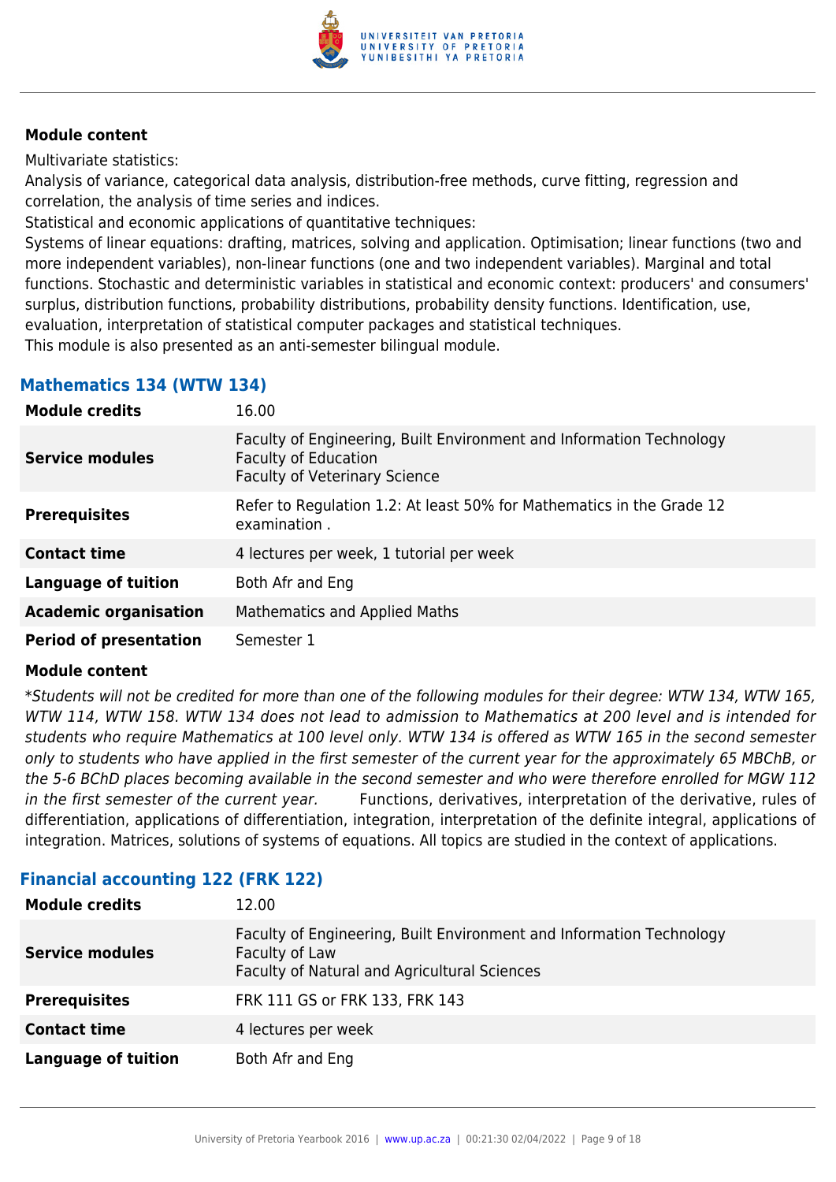#### Module content

Multivariate statistics:
Analysis of variance, categorical data analysis, distribution-free methods, curve fitting, regression and correlation, the analysis of time series and indices.
Statistical and economic applications of quantitative techniques:
Systems of linear equations: drafting, matrices, solving and application. Optimisation; linear functions (two and more independent variables), non-linear functions (one and two independent variables). Marginal and total functions. Stochastic and deterministic variables in statistical and economic context: producers' and consumers' surplus, distribution functions, probability distributions, probability density functions. Identification, use, evaluation, interpretation of statistical computer packages and statistical techniques.
This module is also presented as an anti-semester bilingual module.

### Mathematics 134 (WTW 134)

| | |
|---|---|
| **Module credits** | 16.00 |
| **Service modules** | Faculty of Engineering, Built Environment and Information Technology<br>Faculty of Education<br>Faculty of Veterinary Science |
| **Prerequisites** | Refer to Regulation 1.2: At least 50% for Mathematics in the Grade 12 examination . |
| **Contact time** | 4 lectures per week, 1 tutorial per week |
| **Language of tuition** | Both Afr and Eng |
| **Academic organisation** | Mathematics and Applied Maths |
| **Period of presentation** | Semester 1 |

#### Module content

*\*Students will not be credited for more than one of the following modules for their degree: WTW 134, WTW 165, WTW 114, WTW 158. WTW 134 does not lead to admission to Mathematics at 200 level and is intended for students who require Mathematics at 100 level only. WTW 134 is offered as WTW 165 in the second semester only to students who have applied in the first semester of the current year for the approximately 65 MBChB, or the 5-6 BChD places becoming available in the second semester and who were therefore enrolled for MGW 112 in the first semester of the current year.* Functions, derivatives, interpretation of the derivative, rules of differentiation, applications of differentiation, integration, interpretation of the definite integral, applications of integration. Matrices, solutions of systems of equations. All topics are studied in the context of applications.

### Financial accounting 122 (FRK 122)

| | |
|---|---|
| **Module credits** | 12.00 |
| **Service modules** | Faculty of Engineering, Built Environment and Information Technology<br>Faculty of Law<br>Faculty of Natural and Agricultural Sciences |
| **Prerequisites** | FRK 111 GS or FRK 133, FRK 143 |
| **Contact time** | 4 lectures per week |
| **Language of tuition** | Both Afr and Eng |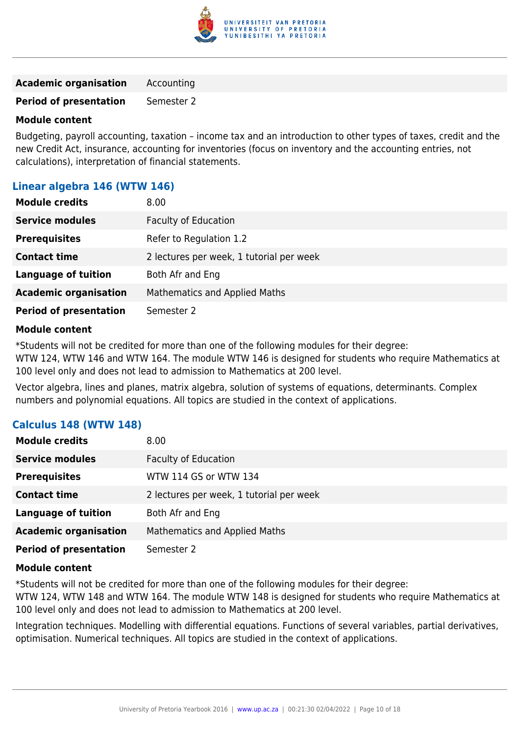| | |
|---|---|
| **Academic organisation** | Accounting |
| **Period of presentation** | Semester 2 |

**Module content**

Budgeting, payroll accounting, taxation – income tax and an introduction to other types of taxes, credit and the new Credit Act, insurance, accounting for inventories (focus on inventory and the accounting entries, not calculations), interpretation of financial statements.

### Linear algebra 146 (WTW 146)

| | |
|---|---|
| **Module credits** | 8.00 |
| **Service modules** | Faculty of Education |
| **Prerequisites** | Refer to Regulation 1.2 |
| **Contact time** | 2 lectures per week, 1 tutorial per week |
| **Language of tuition** | Both Afr and Eng |
| **Academic organisation** | Mathematics and Applied Maths |
| **Period of presentation** | Semester 2 |

**Module content**

*Students will not be credited for more than one of the following modules for their degree:
WTW 124, WTW 146 and WTW 164. The module WTW 146 is designed for students who require Mathematics at 100 level only and does not lead to admission to Mathematics at 200 level.

Vector algebra, lines and planes, matrix algebra, solution of systems of equations, determinants. Complex numbers and polynomial equations. All topics are studied in the context of applications.

### Calculus 148 (WTW 148)

| | |
|---|---|
| **Module credits** | 8.00 |
| **Service modules** | Faculty of Education |
| **Prerequisites** | WTW 114 GS or WTW 134 |
| **Contact time** | 2 lectures per week, 1 tutorial per week |
| **Language of tuition** | Both Afr and Eng |
| **Academic organisation** | Mathematics and Applied Maths |
| **Period of presentation** | Semester 2 |

**Module content**

*Students will not be credited for more than one of the following modules for their degree:
WTW 124, WTW 148 and WTW 164. The module WTW 148 is designed for students who require Mathematics at 100 level only and does not lead to admission to Mathematics at 200 level.

Integration techniques. Modelling with differential equations. Functions of several variables, partial derivatives, optimisation. Numerical techniques. All topics are studied in the context of applications.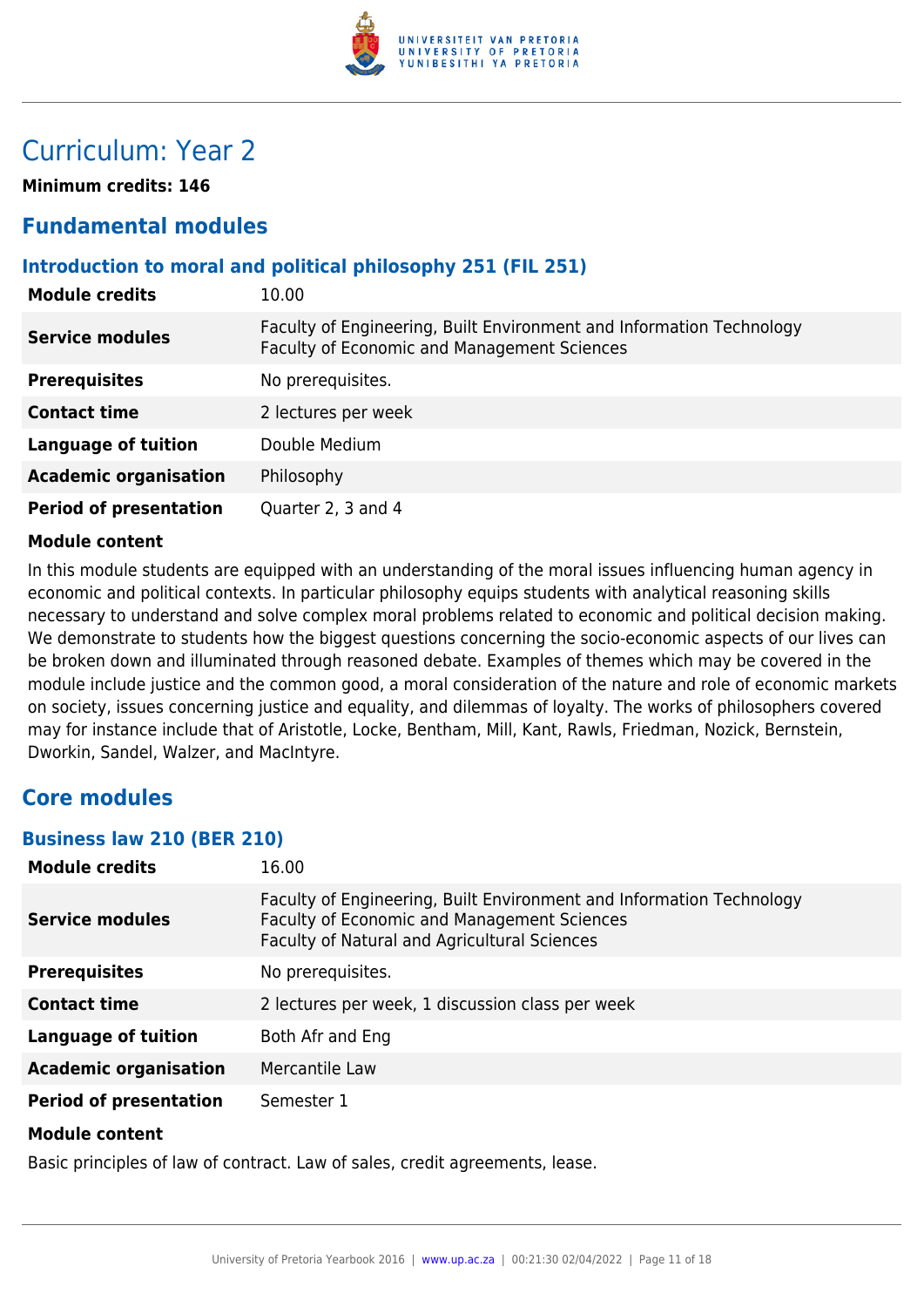# Curriculum: Year 2

**Minimum credits: 146**

## Fundamental modules

### Introduction to moral and political philosophy 251 (FIL 251)

| | |
|---|---|
| **Module credits** | 10.00 |
| **Service modules** | Faculty of Engineering, Built Environment and Information Technology<br>Faculty of Economic and Management Sciences |
| **Prerequisites** | No prerequisites. |
| **Contact time** | 2 lectures per week |
| **Language of tuition** | Double Medium |
| **Academic organisation** | Philosophy |
| **Period of presentation** | Quarter 2, 3 and 4 |

**Module content**

In this module students are equipped with an understanding of the moral issues influencing human agency in economic and political contexts. In particular philosophy equips students with analytical reasoning skills necessary to understand and solve complex moral problems related to economic and political decision making. We demonstrate to students how the biggest questions concerning the socio-economic aspects of our lives can be broken down and illuminated through reasoned debate. Examples of themes which may be covered in the module include justice and the common good, a moral consideration of the nature and role of economic markets on society, issues concerning justice and equality, and dilemmas of loyalty. The works of philosophers covered may for instance include that of Aristotle, Locke, Bentham, Mill, Kant, Rawls, Friedman, Nozick, Bernstein, Dworkin, Sandel, Walzer, and MacIntyre.

## Core modules

### Business law 210 (BER 210)

| | |
|---|---|
| **Module credits** | 16.00 |
| **Service modules** | Faculty of Engineering, Built Environment and Information Technology<br>Faculty of Economic and Management Sciences<br>Faculty of Natural and Agricultural Sciences |
| **Prerequisites** | No prerequisites. |
| **Contact time** | 2 lectures per week, 1 discussion class per week |
| **Language of tuition** | Both Afr and Eng |
| **Academic organisation** | Mercantile Law |
| **Period of presentation** | Semester 1 |

**Module content**

Basic principles of law of contract. Law of sales, credit agreements, lease.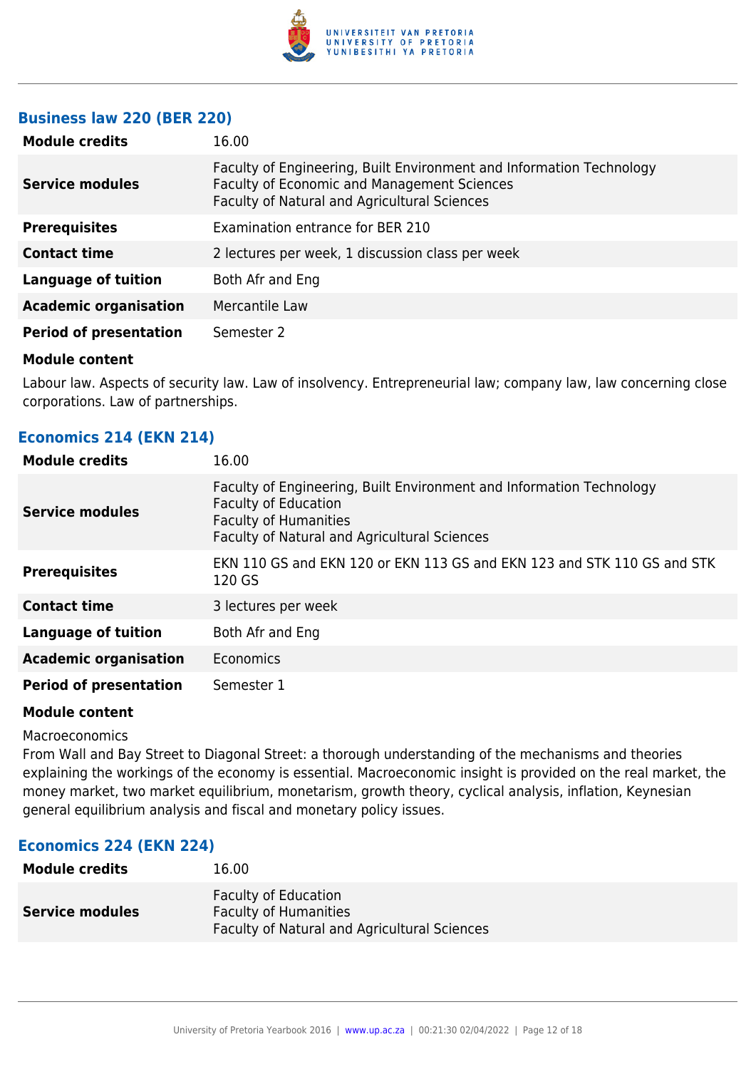### Business law 220 (BER 220)

| | |
|---|---|
| **Module credits** | 16.00 |
| **Service modules** | Faculty of Engineering, Built Environment and Information Technology<br>Faculty of Economic and Management Sciences<br>Faculty of Natural and Agricultural Sciences |
| **Prerequisites** | Examination entrance for BER 210 |
| **Contact time** | 2 lectures per week, 1 discussion class per week |
| **Language of tuition** | Both Afr and Eng |
| **Academic organisation** | Mercantile Law |
| **Period of presentation** | Semester 2 |

**Module content**

Labour law. Aspects of security law. Law of insolvency. Entrepreneurial law; company law, law concerning close corporations. Law of partnerships.

### Economics 214 (EKN 214)

| | |
|---|---|
| **Module credits** | 16.00 |
| **Service modules** | Faculty of Engineering, Built Environment and Information Technology<br>Faculty of Education<br>Faculty of Humanities<br>Faculty of Natural and Agricultural Sciences |
| **Prerequisites** | EKN 110 GS and EKN 120 or EKN 113 GS and EKN 123 and STK 110 GS and STK 120 GS |
| **Contact time** | 3 lectures per week |
| **Language of tuition** | Both Afr and Eng |
| **Academic organisation** | Economics |
| **Period of presentation** | Semester 1 |

**Module content**

Macroeconomics

From Wall and Bay Street to Diagonal Street: a thorough understanding of the mechanisms and theories explaining the workings of the economy is essential. Macroeconomic insight is provided on the real market, the money market, two market equilibrium, monetarism, growth theory, cyclical analysis, inflation, Keynesian general equilibrium analysis and fiscal and monetary policy issues.

### Economics 224 (EKN 224)

| | |
|---|---|
| **Module credits** | 16.00 |
| **Service modules** | Faculty of Education<br>Faculty of Humanities<br>Faculty of Natural and Agricultural Sciences |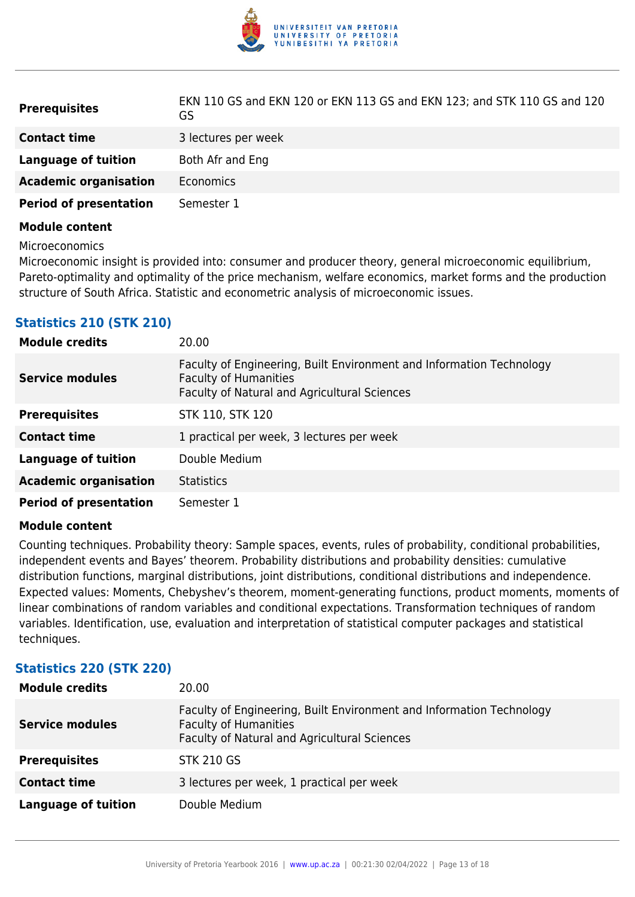| | |
|---|---|
| **Prerequisites** | EKN 110 GS and EKN 120 or EKN 113 GS and EKN 123; and STK 110 GS and 120 GS |
| **Contact time** | 3 lectures per week |
| **Language of tuition** | Both Afr and Eng |
| **Academic organisation** | Economics |
| **Period of presentation** | Semester 1 |

**Module content**

Microeconomics
Microeconomic insight is provided into: consumer and producer theory, general microeconomic equilibrium, Pareto-optimality and optimality of the price mechanism, welfare economics, market forms and the production structure of South Africa. Statistic and econometric analysis of microeconomic issues.

### Statistics 210 (STK 210)

| | |
|---|---|
| **Module credits** | 20.00 |
| **Service modules** | Faculty of Engineering, Built Environment and Information Technology<br>Faculty of Humanities<br>Faculty of Natural and Agricultural Sciences |
| **Prerequisites** | STK 110, STK 120 |
| **Contact time** | 1 practical per week, 3 lectures per week |
| **Language of tuition** | Double Medium |
| **Academic organisation** | Statistics |
| **Period of presentation** | Semester 1 |

**Module content**

Counting techniques. Probability theory: Sample spaces, events, rules of probability, conditional probabilities, independent events and Bayes' theorem. Probability distributions and probability densities: cumulative distribution functions, marginal distributions, joint distributions, conditional distributions and independence. Expected values: Moments, Chebyshev's theorem, moment-generating functions, product moments, moments of linear combinations of random variables and conditional expectations. Transformation techniques of random variables. Identification, use, evaluation and interpretation of statistical computer packages and statistical techniques.

### Statistics 220 (STK 220)

| | |
|---|---|
| **Module credits** | 20.00 |
| **Service modules** | Faculty of Engineering, Built Environment and Information Technology<br>Faculty of Humanities<br>Faculty of Natural and Agricultural Sciences |
| **Prerequisites** | STK 210 GS |
| **Contact time** | 3 lectures per week, 1 practical per week |
| **Language of tuition** | Double Medium |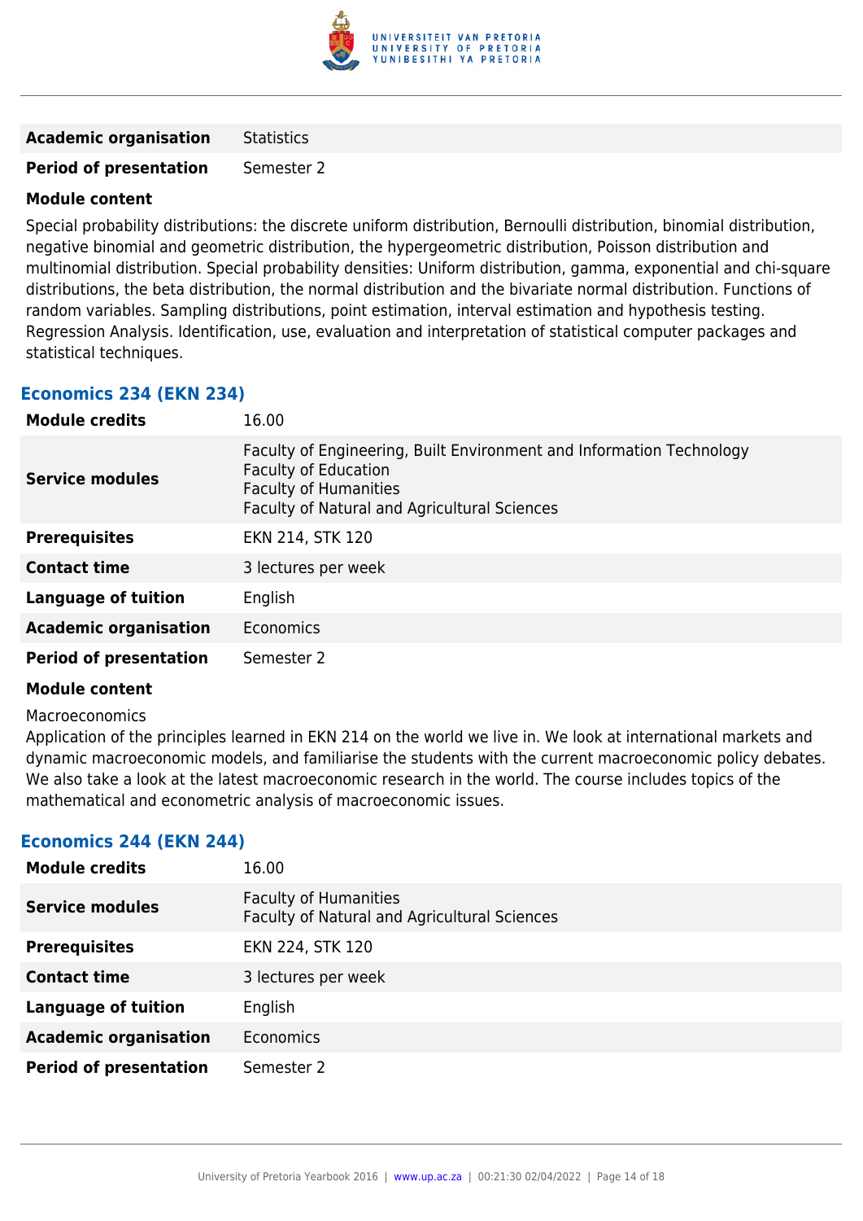| | |
|---|---|
| **Academic organisation** | Statistics |
| **Period of presentation** | Semester 2 |

**Module content**

Special probability distributions: the discrete uniform distribution, Bernoulli distribution, binomial distribution, negative binomial and geometric distribution, the hypergeometric distribution, Poisson distribution and multinomial distribution. Special probability densities: Uniform distribution, gamma, exponential and chi-square distributions, the beta distribution, the normal distribution and the bivariate normal distribution. Functions of random variables. Sampling distributions, point estimation, interval estimation and hypothesis testing. Regression Analysis. Identification, use, evaluation and interpretation of statistical computer packages and statistical techniques.

### Economics 234 (EKN 234)

| | |
|---|---|
| **Module credits** | 16.00 |
| **Service modules** | Faculty of Engineering, Built Environment and Information Technology<br>Faculty of Education<br>Faculty of Humanities<br>Faculty of Natural and Agricultural Sciences |
| **Prerequisites** | EKN 214, STK 120 |
| **Contact time** | 3 lectures per week |
| **Language of tuition** | English |
| **Academic organisation** | Economics |
| **Period of presentation** | Semester 2 |

**Module content**

Macroeconomics

Application of the principles learned in EKN 214 on the world we live in. We look at international markets and dynamic macroeconomic models, and familiarise the students with the current macroeconomic policy debates. We also take a look at the latest macroeconomic research in the world. The course includes topics of the mathematical and econometric analysis of macroeconomic issues.

### Economics 244 (EKN 244)

| | |
|---|---|
| **Module credits** | 16.00 |
| **Service modules** | Faculty of Humanities<br>Faculty of Natural and Agricultural Sciences |
| **Prerequisites** | EKN 224, STK 120 |
| **Contact time** | 3 lectures per week |
| **Language of tuition** | English |
| **Academic organisation** | Economics |
| **Period of presentation** | Semester 2 |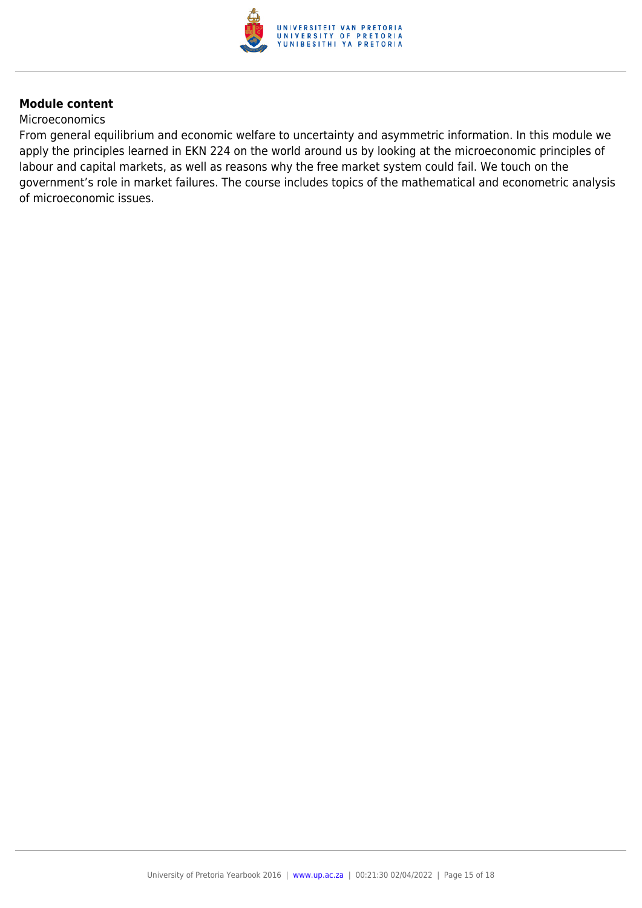**Module content**

Microeconomics

From general equilibrium and economic welfare to uncertainty and asymmetric information. In this module we apply the principles learned in EKN 224 on the world around us by looking at the microeconomic principles of labour and capital markets, as well as reasons why the free market system could fail. We touch on the government's role in market failures. The course includes topics of the mathematical and econometric analysis of microeconomic issues.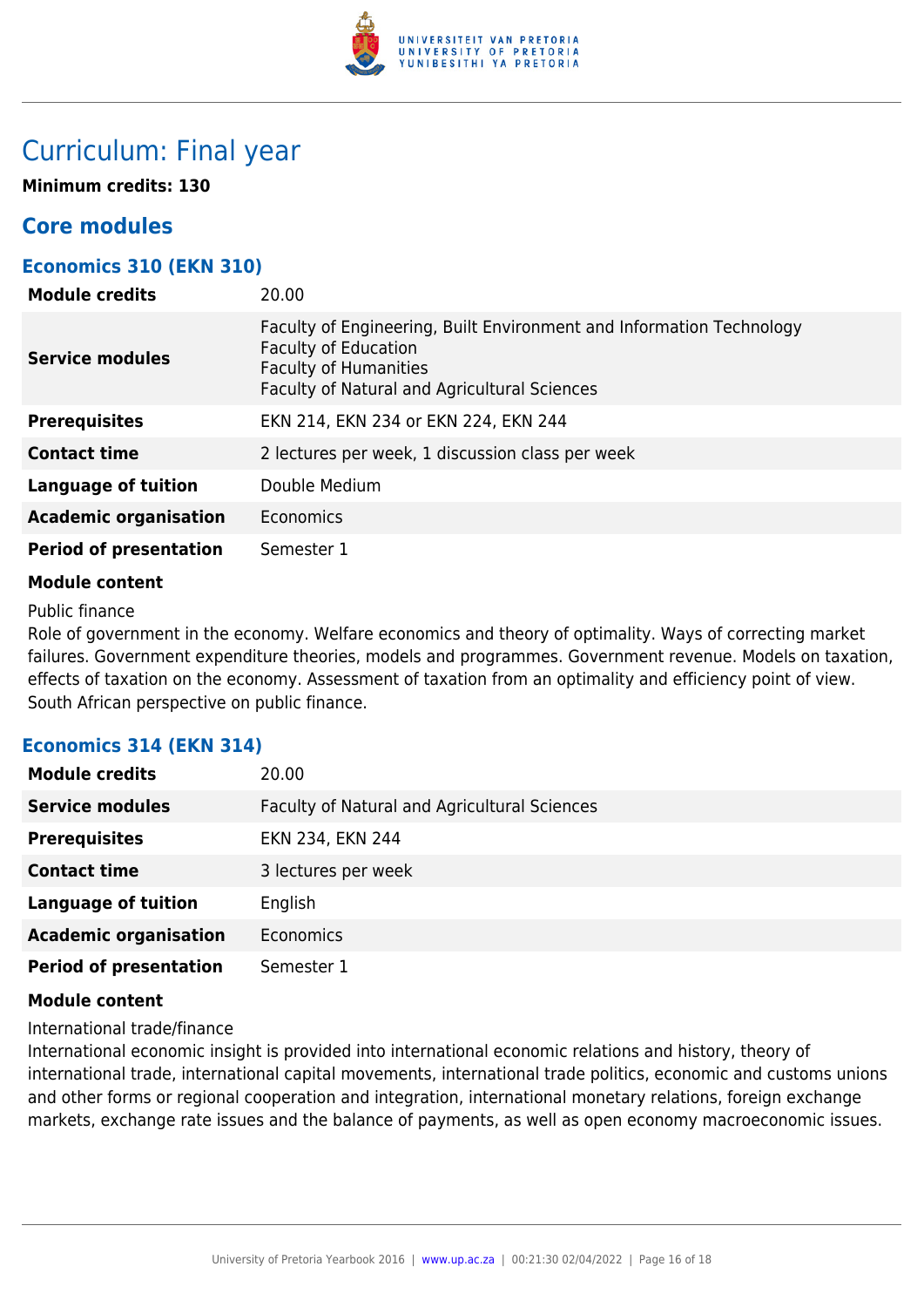# Curriculum: Final year

**Minimum credits: 130**

## Core modules

### Economics 310 (EKN 310)

| | |
|---|---|
| **Module credits** | 20.00 |
| **Service modules** | Faculty of Engineering, Built Environment and Information Technology<br>Faculty of Education<br>Faculty of Humanities<br>Faculty of Natural and Agricultural Sciences |
| **Prerequisites** | EKN 214, EKN 234 or EKN 224, EKN 244 |
| **Contact time** | 2 lectures per week, 1 discussion class per week |
| **Language of tuition** | Double Medium |
| **Academic organisation** | Economics |
| **Period of presentation** | Semester 1 |

**Module content**

Public finance

Role of government in the economy. Welfare economics and theory of optimality. Ways of correcting market failures. Government expenditure theories, models and programmes. Government revenue. Models on taxation, effects of taxation on the economy. Assessment of taxation from an optimality and efficiency point of view. South African perspective on public finance.

### Economics 314 (EKN 314)

| | |
|---|---|
| **Module credits** | 20.00 |
| **Service modules** | Faculty of Natural and Agricultural Sciences |
| **Prerequisites** | EKN 234, EKN 244 |
| **Contact time** | 3 lectures per week |
| **Language of tuition** | English |
| **Academic organisation** | Economics |
| **Period of presentation** | Semester 1 |

**Module content**

International trade/finance

International economic insight is provided into international economic relations and history, theory of international trade, international capital movements, international trade politics, economic and customs unions and other forms or regional cooperation and integration, international monetary relations, foreign exchange markets, exchange rate issues and the balance of payments, as well as open economy macroeconomic issues.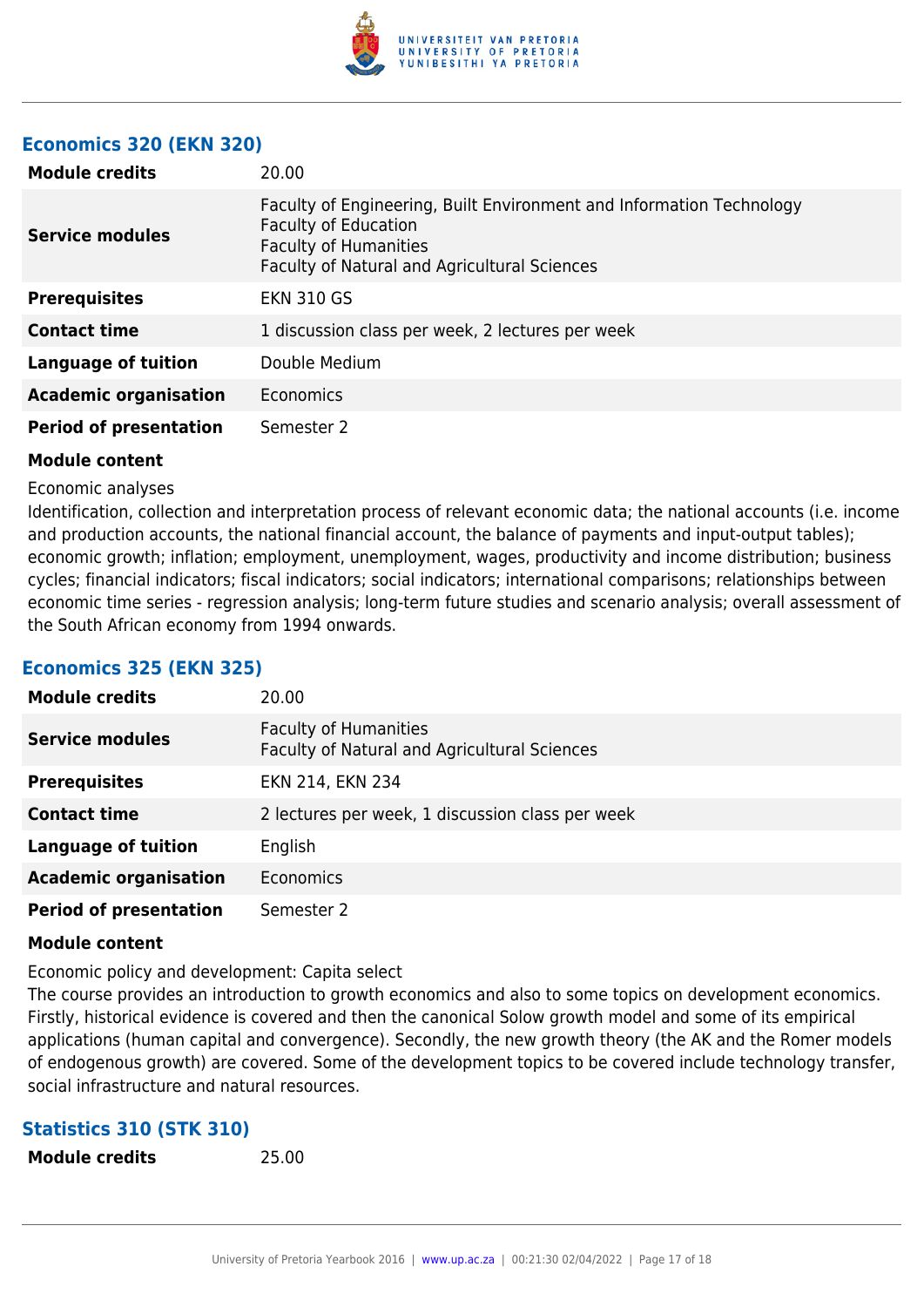### Economics 320 (EKN 320)

| | |
|---|---|
| **Module credits** | 20.00 |
| **Service modules** | Faculty of Engineering, Built Environment and Information Technology<br>Faculty of Education<br>Faculty of Humanities<br>Faculty of Natural and Agricultural Sciences |
| **Prerequisites** | EKN 310 GS |
| **Contact time** | 1 discussion class per week, 2 lectures per week |
| **Language of tuition** | Double Medium |
| **Academic organisation** | Economics |
| **Period of presentation** | Semester 2 |

**Module content**

Economic analyses

Identification, collection and interpretation process of relevant economic data; the national accounts (i.e. income and production accounts, the national financial account, the balance of payments and input-output tables); economic growth; inflation; employment, unemployment, wages, productivity and income distribution; business cycles; financial indicators; fiscal indicators; social indicators; international comparisons; relationships between economic time series - regression analysis; long-term future studies and scenario analysis; overall assessment of the South African economy from 1994 onwards.

### Economics 325 (EKN 325)

| | |
|---|---|
| **Module credits** | 20.00 |
| **Service modules** | Faculty of Humanities<br>Faculty of Natural and Agricultural Sciences |
| **Prerequisites** | EKN 214, EKN 234 |
| **Contact time** | 2 lectures per week, 1 discussion class per week |
| **Language of tuition** | English |
| **Academic organisation** | Economics |
| **Period of presentation** | Semester 2 |

**Module content**

Economic policy and development: Capita select

The course provides an introduction to growth economics and also to some topics on development economics. Firstly, historical evidence is covered and then the canonical Solow growth model and some of its empirical applications (human capital and convergence). Secondly, the new growth theory (the AK and the Romer models of endogenous growth) are covered. Some of the development topics to be covered include technology transfer, social infrastructure and natural resources.

### Statistics 310 (STK 310)

| | |
|---|---|
| **Module credits** | 25.00 |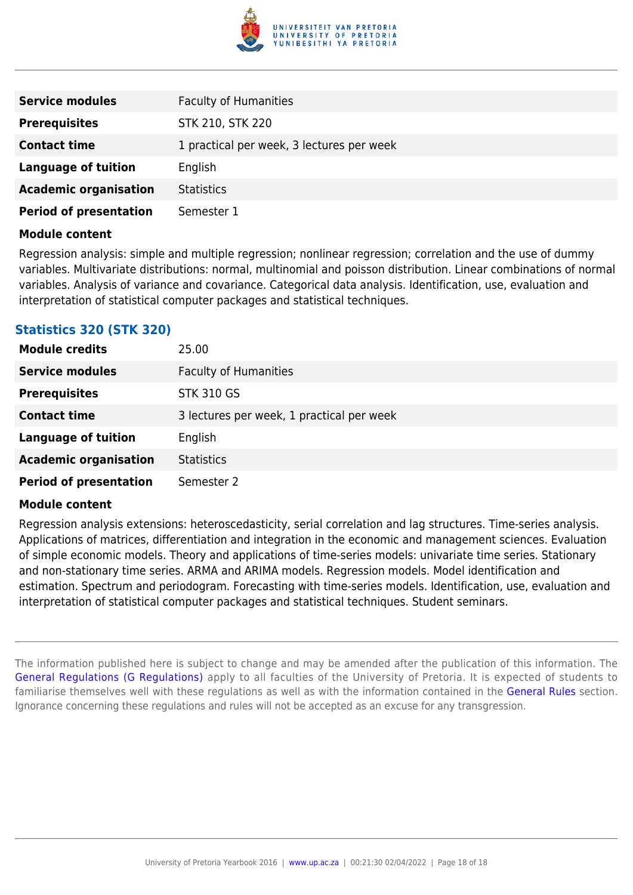| | |
|---|---|
| **Service modules** | Faculty of Humanities |
| **Prerequisites** | STK 210, STK 220 |
| **Contact time** | 1 practical per week, 3 lectures per week |
| **Language of tuition** | English |
| **Academic organisation** | Statistics |
| **Period of presentation** | Semester 1 |

**Module content**

Regression analysis: simple and multiple regression; nonlinear regression; correlation and the use of dummy variables. Multivariate distributions: normal, multinomial and poisson distribution. Linear combinations of normal variables. Analysis of variance and covariance. Categorical data analysis. Identification, use, evaluation and interpretation of statistical computer packages and statistical techniques.

### Statistics 320 (STK 320)

| | |
|---|---|
| **Module credits** | 25.00 |
| **Service modules** | Faculty of Humanities |
| **Prerequisites** | STK 310 GS |
| **Contact time** | 3 lectures per week, 1 practical per week |
| **Language of tuition** | English |
| **Academic organisation** | Statistics |
| **Period of presentation** | Semester 2 |

**Module content**

Regression analysis extensions: heteroscedasticity, serial correlation and lag structures. Time-series analysis. Applications of matrices, differentiation and integration in the economic and management sciences. Evaluation of simple economic models. Theory and applications of time-series models: univariate time series. Stationary and non-stationary time series. ARMA and ARIMA models. Regression models. Model identification and estimation. Spectrum and periodogram. Forecasting with time-series models. Identification, use, evaluation and interpretation of statistical computer packages and statistical techniques. Student seminars.

The information published here is subject to change and may be amended after the publication of this information. The General Regulations (G Regulations) apply to all faculties of the University of Pretoria. It is expected of students to familiarise themselves well with these regulations as well as with the information contained in the General Rules section. Ignorance concerning these regulations and rules will not be accepted as an excuse for any transgression.